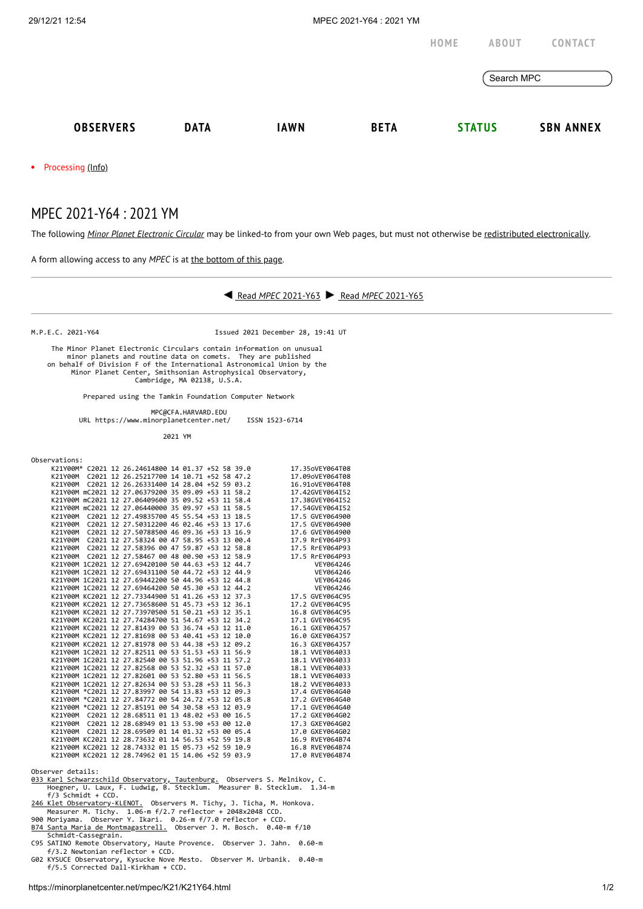HOME ABOUT CONTACT

Search MPC

OBSERVERS DATA IAWN BETA STATUS SBN ANNEX

- Processing (Info)

# MPEC 2021-Y64 : 2021 YM

The following *Minor Planet Electronic Circular* may be linked-to from your own Web pages, but must not otherwise be redistributed electronically.

A form allowing access to any *MPEC* is at the bottom of this page.

◀ Read *MPEC* 2021-Y63 ▶ Read *MPEC* 2021-Y65

```
M.P.E.C. 2021-Y64                              Issued 2021 December 28, 19:41 UT

     The Minor Planet Electronic Circulars contain information on unusual
         minor planets and routine data on comets.  They are published
   on behalf of Division F of the International Astronomical Union by the
          Minor Planet Center, Smithsonian Astrophysical Observatory,
                          Cambridge, MA 02138, U.S.A.

                 Prepared using the Tamkin Foundation Computer Network

                              MPC@CFA.HARVARD.EDU
             URL https://www.minorplanetcenter.net/     ISSN 1523-6714

                                    2021 YM

Observations:
     K21Y00M* C2021 12 26.24614800 14 01.37 +52 58 39.0          17.35oVEY064T08
     K21Y00M  C2021 12 26.25217700 14 10.71 +52 58 47.2          17.09oVEY064T08
     K21Y00M  C2021 12 26.26331400 14 28.04 +52 59 03.2          16.91oVEY064T08
     K21Y00M mC2021 12 27.06379200 35 09.09 +53 11 58.2          17.42GVEY064I52
     K21Y00M mC2021 12 27.06409600 35 09.52 +53 11 58.4          17.38GVEY064I52
     K21Y00M mC2021 12 27.06440000 35 09.97 +53 11 58.5          17.54GVEY064I52
     K21Y00M  C2021 12 27.49835700 45 55.54 +53 13 18.5          17.5 GVEY064900
     K21Y00M  C2021 12 27.50312200 46 02.46 +53 13 17.6          17.5 GVEY064900
     K21Y00M  C2021 12 27.50788500 46 09.36 +53 13 16.9          17.6 GVEY064900
     K21Y00M  C2021 12 27.58324 00 47 58.95 +53 13 00.4          17.9 RrEY064P93
     K21Y00M  C2021 12 27.58396 00 47 59.87 +53 12 58.8          17.5 RrEY064P93
     K21Y00M  C2021 12 27.58467 00 48 00.90 +53 12 58.9          17.5 RrEY064P93
     K21Y00M 1C2021 12 27.69420100 50 44.63 +53 12 44.7               VEY064246
     K21Y00M 1C2021 12 27.69431100 50 44.72 +53 12 44.9               VEY064246
     K21Y00M 1C2021 12 27.69442200 50 44.96 +53 12 44.8               VEY064246
     K21Y00M 1C2021 12 27.69464200 50 45.30 +53 12 44.2               VEY064246
     K21Y00M KC2021 12 27.73344900 51 41.26 +53 12 37.3          17.5 GVEY064C95
     K21Y00M KC2021 12 27.73658600 51 45.73 +53 12 36.1          17.2 GVEY064C95
     K21Y00M KC2021 12 27.73970500 51 50.21 +53 12 35.1          16.8 GVEY064C95
     K21Y00M KC2021 12 27.74284700 51 54.67 +53 12 34.2          17.1 GVEY064C95
     K21Y00M KC2021 12 27.81439 00 53 36.74 +53 12 11.0          16.1 GXEY064J57
     K21Y00M KC2021 12 27.81698 00 53 40.41 +53 12 10.0          16.0 GXEY064J57
     K21Y00M KC2021 12 27.81978 00 53 44.38 +53 12 09.2          16.3 GXEY064J57
     K21Y00M 1C2021 12 27.82511 00 53 51.53 +53 11 56.9          18.1 VVEY064033
     K21Y00M 1C2021 12 27.82540 00 53 51.96 +53 11 57.2          18.1 VVEY064033
     K21Y00M 1C2021 12 27.82568 00 53 52.32 +53 11 57.0          18.1 VVEY064033
     K21Y00M 1C2021 12 27.82601 00 53 52.80 +53 11 56.5          18.1 VVEY064033
     K21Y00M 1C2021 12 27.82634 00 53 53.28 +53 11 56.3          18.2 VVEY064033
     K21Y00M *C2021 12 27.83997 00 54 13.83 +53 12 09.3          17.4 GVEY064G40
     K21Y00M *C2021 12 27.84772 00 54 24.72 +53 12 05.8          17.2 GVEY064G40
     K21Y00M *C2021 12 27.85191 00 54 30.58 +53 12 03.9          17.1 GVEY064G40
     K21Y00M  C2021 12 28.68511 01 13 48.02 +53 00 16.5          17.2 GXEY064G02
     K21Y00M  C2021 12 28.68949 01 13 53.90 +53 00 12.0          17.3 GXEY064G02
     K21Y00M  C2021 12 28.69509 01 14 01.32 +53 00 05.4          17.0 GXEY064G02
     K21Y00M KC2021 12 28.73632 01 14 56.53 +52 59 19.8          16.9 RVEY064B74
     K21Y00M KC2021 12 28.74332 01 15 05.73 +52 59 10.9          16.8 RVEY064B74
     K21Y00M KC2021 12 28.74962 01 15 14.06 +52 59 03.9          17.0 RVEY064B74

Observer details:
033 Karl Schwarzschild Observatory, Tautenburg.  Observers S. Melnikov, C.
    Hoegner, U. Laux, F. Ludwig, B. Stecklum.  Measurer B. Stecklum.  1.34-m
    f/3 Schmidt + CCD.
246 Klet Observatory-KLENOT.  Observers M. Tichy, J. Ticha, M. Honkova.
    Measurer M. Tichy.  1.06-m f/2.7 reflector + 2048x2048 CCD.
900 Moriyama.  Observer Y. Ikari.  0.26-m f/7.0 reflector + CCD.
B74 Santa Maria de Montmagastrell.  Observer J. M. Bosch.  0.40-m f/10
    Schmidt-Cassegrain.
C95 SATINO Remote Observatory, Haute Provence.  Observer J. Jahn.  0.60-m
    f/3.2 Newtonian reflector + CCD.
G02 KYSUCE Observatory, Kysucke Nove Mesto.  Observer M. Urbanik.  0.40-m
    f/5.5 Corrected Dall-Kirkham + CCD.
```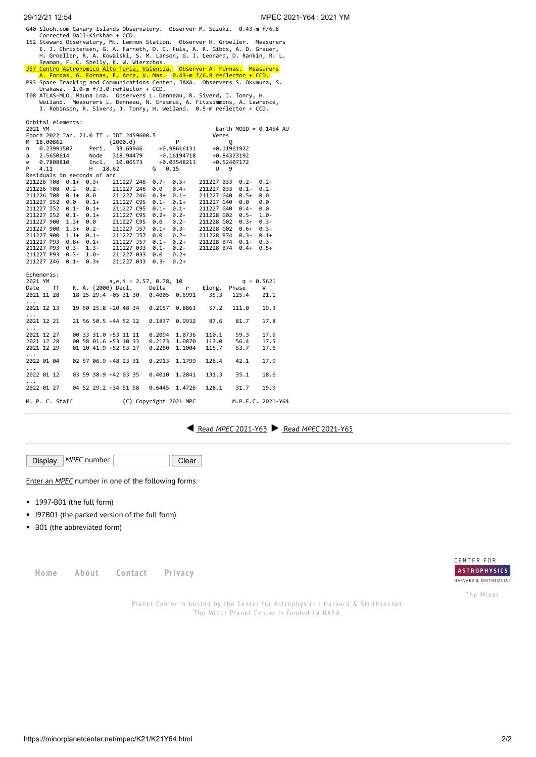G40 Slooh.com Canary Islands Observatory. Observer M. Suzuki. 0.43-m f/6.8 Corrected Dall-Kirkham + CCD.
I52 Steward Observatory, Mt. Lemmon Station. Observer H. Groeller. Measurers E. J. Christensen, G. A. Farneth, D. C. Fuls, A. R. Gibbs, A. D. Grauer, H. Groeller, R. A. Kowalski, S. M. Larson, G. J. Leonard, D. Rankin, R. L. Seaman, F. C. Shelly, K. W. Wierzchos.
J57 Centro Astronomico Alto Turia, Valencia. Observer A. Fornas. Measurers A. Fornas, G. Fornas, E. Arce, V. Mas. 0.43-m f/6.8 reflector + CCD.
P93 Space Tracking and Communications Center, JAXA. Observers S. Okumura, S. Urakawa. 1.0-m f/3.0 reflector + CCD.
T08 ATLAS-MLO, Mauna Loa. Observers L. Denneau, R. Siverd, J. Tonry, H. Weiland. Measurers L. Denneau, N. Erasmus, A. Fitzsimmons, A. Lawrence, J. Robinson, R. Siverd, J. Tonry, H. Weiland. 0.5-m reflector + CCD.

```
Orbital elements:
2021 YM                                                     Earth MOID = 0.1454 AU
Epoch 2022 Jan. 21.0 TT = JDT 2459600.5                   Veres
M  18.00862               (2000.0)            P                 Q
n   0.23991502     Peri.   33.69946     +0.98616131      +0.11961922
a   2.5650614      Node   318.94479     -0.16194718      +0.84323192
e   0.7808810      Incl.   10.06573     +0.03548213      +0.52407172
P   4.11           H   18.62            G   0.15           U   9
Residuals in seconds of arc
211226 T08  0.1+  0.3+    211227 246  0.7-  0.5+    211227 033  0.2-  0.2-
211226 T08  0.2-  0.2-    211227 246  0.0   0.4+    211227 033  0.1-  0.2-
211226 T08  0.1+  0.0     211227 246  0.3+  0.1-    211227 G40  0.5+  0.0
211227 I52  0.0   0.1+    211227 C95  0.1-  0.1+    211227 G40  0.0   0.0
211227 I52  0.1-  0.1+    211227 C95  0.1-  0.1-    211227 G40  0.4-  0.0
211227 I52  0.1-  0.1+    211227 C95  0.2+  0.2-    211228 G02  0.5-  1.0-
211227 900  1.3+  0.0     211227 C95  0.0   0.2-    211228 G02  0.3+  0.3-
211227 900  1.3+  0.2-    211227 J57  0.1+  0.3-    211228 G02  0.6+  0.3-
211227 900  1.1+  0.1-    211227 J57  0.0   0.2-    211228 B74  0.3-  0.1+
211227 P93  0.8+  0.1+    211227 J57  0.1+  0.2+    211228 B74  0.1-  0.3-
211227 P93  0.3-  1.3-    211227 033  0.1-  0.2-    211228 B74  0.4+  0.5+
211227 P93  0.3-  1.0-    211227 033  0.0   0.2+
211227 246  0.1-  0.3+    211227 033  0.3-  0.2+

Ephemeris:
2021 YM                    a,e,i = 2.57, 0.78, 10               q = 0.5621
Date    TT    R. A. (2000) Decl.     Delta      r     Elong.  Phase     V
2021 11 28    18 25 29.4 -05 31 30   0.4005  0.6991    35.3   125.4    21.1
...
2021 12 13    19 50 25.8 +20 48 34   0.2157  0.8863    57.2   111.0    19.3
...
2021 12 21    21 56 50.5 +44 52 12   0.1837  0.9932    87.6    81.7    17.8
...
2021 12 27    00 33 31.0 +53 11 11   0.2094  1.0736   110.1    59.3    17.5
2021 12 28    00 58 01.6 +53 10 33   0.2173  1.0870   113.0    56.4    17.5
2021 12 29    01 20 41.9 +52 53 17   0.2260  1.1004   115.7    53.7    17.6
...
2022 01 04    02 57 06.9 +48 23 31   0.2913  1.1799   126.4    42.1    17.9
...
2022 01 12    03 59 38.9 +42 03 35   0.4010  1.2841   131.3    35.1    18.6
...
2022 01 27    04 52 29.2 +34 51 58   0.6445  1.4726   128.1    31.7    19.9

M. P. C. Staff              (C) Copyright 2021 MPC          M.P.E.C. 2021-Y64
```

---

◀ Read *MPEC* 2021-Y63 ▶ Read *MPEC* 2021-Y65

---

Display *MPEC* number: Clear

Enter an *MPEC* number in one of the following forms:

- 1997-B01 (the full form)
- J97B01 (the packed version of the full form)
- B01 (the abbreviated form)

Home About Contact Privacy

CENTER FOR ASTROPHYSICS HARVARD & SMITHSONIAN

The Minor Planet Center is hosted by the Center for Astrophysics | Harvard & Smithsonian.
The Minor Planet Center is funded by NASA.